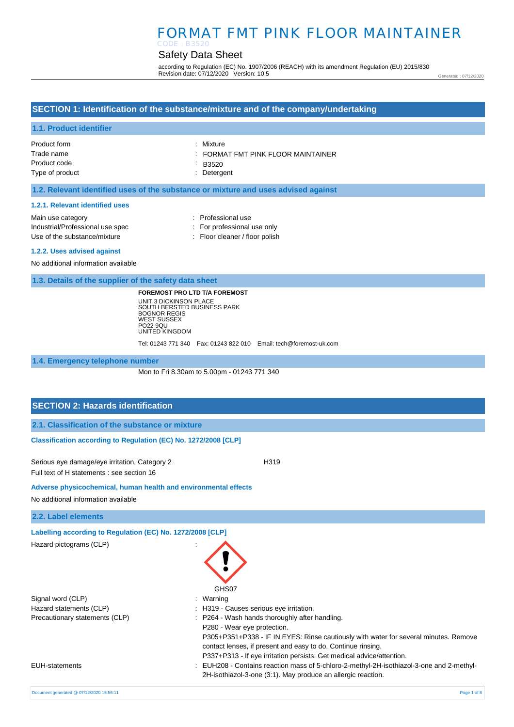# FORMAT FMT PINK FLOOR MAINTAINER

CODE : B3520

## Safety Data Sheet

according to Regulation (EC) No. 1907/2006 (REACH) with its amendment Regulation (EU) 2015/830
Revision date: 07/12/2020 Version: 10.5

Generated : 07/12/2020

## SECTION 1: Identification of the substance/mixture and of the company/undertaking

### 1.1. Product identifier

| | |
|---|---|
| Product form | : Mixture |
| Trade name | : FORMAT FMT PINK FLOOR MAINTAINER |
| Product code | : B3520 |
| Type of product | : Detergent |

### 1.2. Relevant identified uses of the substance or mixture and uses advised against

#### 1.2.1. Relevant identified uses

| | |
|---|---|
| Main use category | : Professional use |
| Industrial/Professional use spec | : For professional use only |
| Use of the substance/mixture | : Floor cleaner / floor polish |

#### 1.2.2. Uses advised against

No additional information available

### 1.3. Details of the supplier of the safety data sheet

**FOREMOST PRO LTD T/A FOREMOST**
UNIT 3 DICKINSON PLACE
SOUTH BERSTED BUSINESS PARK
BOGNOR REGIS
WEST SUSSEX
PO22 9QU
UNITED KINGDOM

Tel: 01243 771 340 Fax: 01243 822 010 Email: tech@foremost-uk.com

### 1.4. Emergency telephone number

Mon to Fri 8.30am to 5.00pm - 01243 771 340

## SECTION 2: Hazards identification

### 2.1. Classification of the substance or mixture

**Classification according to Regulation (EC) No. 1272/2008 [CLP]**

Serious eye damage/eye irritation, Category 2 H319

Full text of H statements : see section 16

**Adverse physicochemical, human health and environmental effects**

No additional information available

### 2.2. Label elements

**Labelling according to Regulation (EC) No. 1272/2008 [CLP]**

| | |
|---|---|
| Hazard pictograms (CLP) | : GHS07 |
| Signal word (CLP) | : Warning |
| Hazard statements (CLP) | : H319 - Causes serious eye irritation. |
| Precautionary statements (CLP) | : P264 - Wash hands thoroughly after handling.<br>P280 - Wear eye protection.<br>P305+P351+P338 - IF IN EYES: Rinse cautiously with water for several minutes. Remove contact lenses, if present and easy to do. Continue rinsing.<br>P337+P313 - If eye irritation persists: Get medical advice/attention. |
| EUH-statements | : EUH208 - Contains reaction mass of 5-chloro-2-methyl-2H-isothiazol-3-one and 2-methyl-2H-isothiazol-3-one (3:1). May produce an allergic reaction. |

Document generated @ 07/12/2020 15:56:11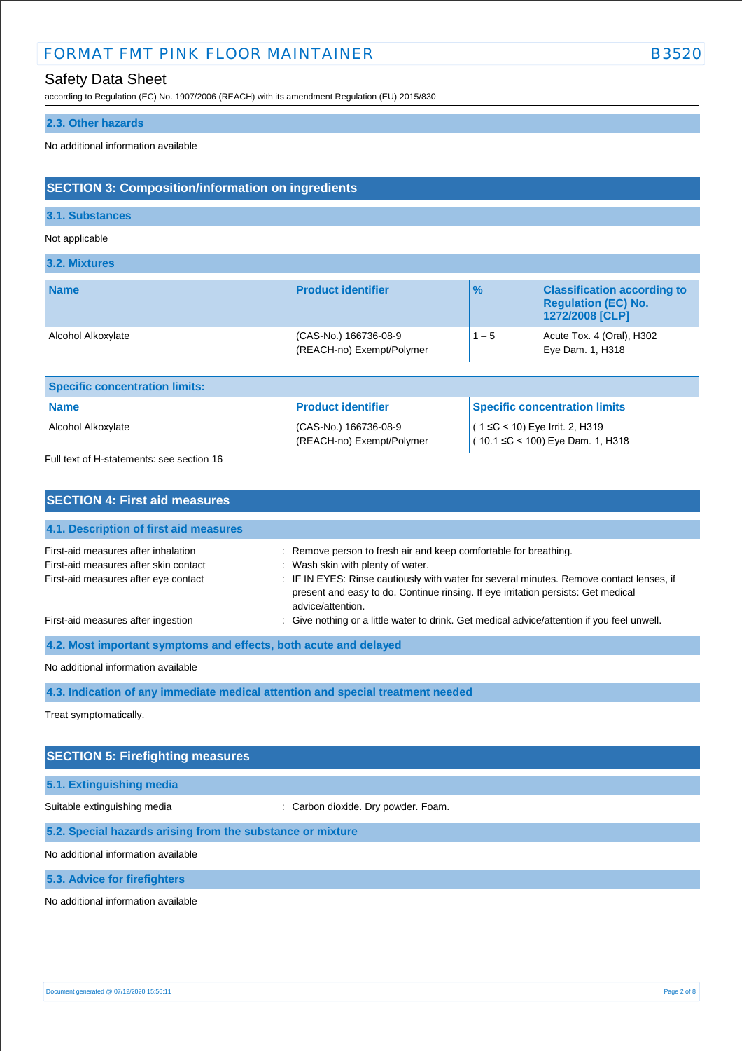### 2.3. Other hazards

No additional information available

## SECTION 3: Composition/information on ingredients

### 3.1. Substances

Not applicable

### 3.2. Mixtures

| Name | Product identifier | % | Classification according to Regulation (EC) No. 1272/2008 [CLP] |
|---|---|---|---|
| Alcohol Alkoxylate | (CAS-No.) 166736-08-9<br>(REACH-no) Exempt/Polymer | 1 – 5 | Acute Tox. 4 (Oral), H302<br>Eye Dam. 1, H318 |

| Specific concentration limits: | | |
|---|---|---|
| **Name** | **Product identifier** | **Specific concentration limits** |
| Alcohol Alkoxylate | (CAS-No.) 166736-08-9<br>(REACH-no) Exempt/Polymer | ( 1 ≤C < 10) Eye Irrit. 2, H319<br>( 10.1 ≤C < 100) Eye Dam. 1, H318 |

Full text of H-statements: see section 16

## SECTION 4: First aid measures

### 4.1. Description of first aid measures

First-aid measures after inhalation : Remove person to fresh air and keep comfortable for breathing.

First-aid measures after skin contact : Wash skin with plenty of water.

First-aid measures after eye contact : IF IN EYES: Rinse cautiously with water for several minutes. Remove contact lenses, if present and easy to do. Continue rinsing. If eye irritation persists: Get medical advice/attention.

First-aid measures after ingestion : Give nothing or a little water to drink. Get medical advice/attention if you feel unwell.

### 4.2. Most important symptoms and effects, both acute and delayed

No additional information available

### 4.3. Indication of any immediate medical attention and special treatment needed

Treat symptomatically.

## SECTION 5: Firefighting measures

### 5.1. Extinguishing media

Suitable extinguishing media : Carbon dioxide. Dry powder. Foam.

### 5.2. Special hazards arising from the substance or mixture

No additional information available

### 5.3. Advice for firefighters

No additional information available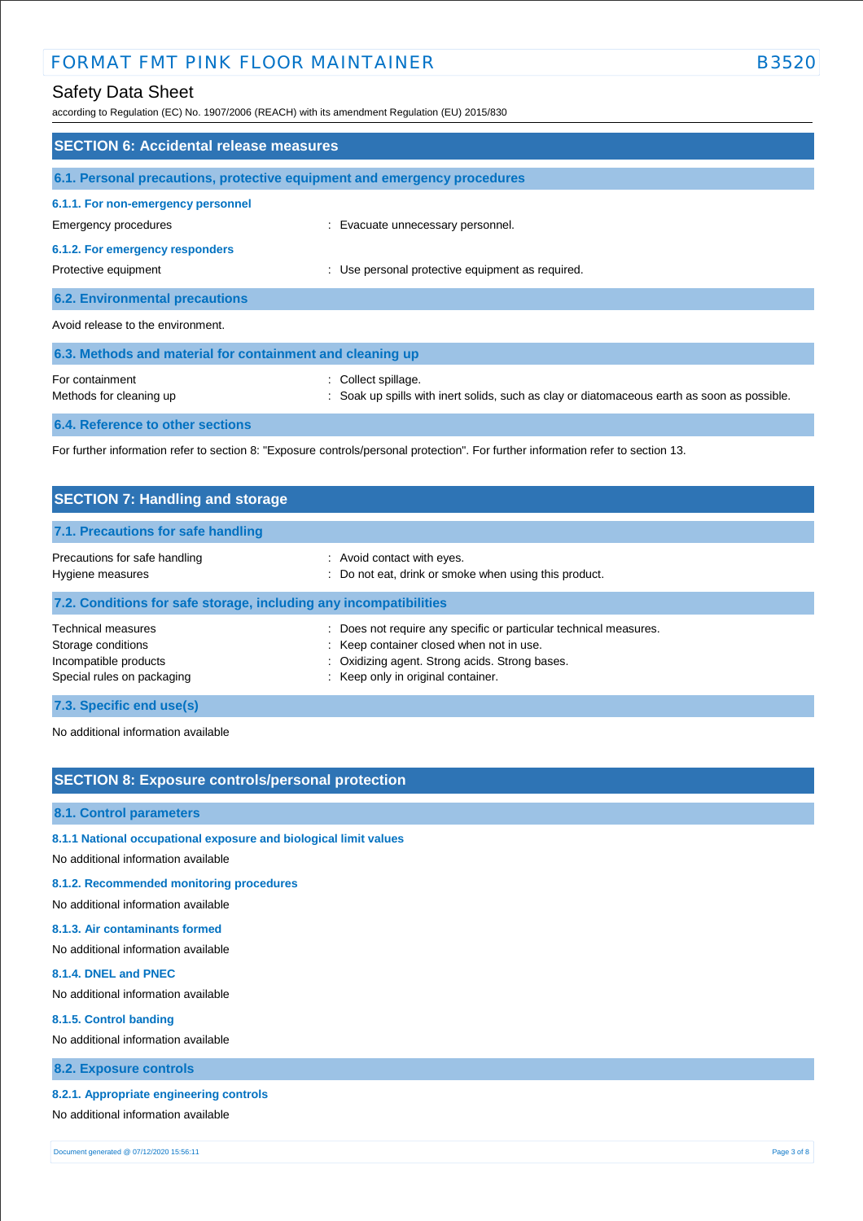## SECTION 6: Accidental release measures

### 6.1. Personal precautions, protective equipment and emergency procedures

#### 6.1.1. For non-emergency personnel

Emergency procedures : Evacuate unnecessary personnel.

#### 6.1.2. For emergency responders

Protective equipment : Use personal protective equipment as required.

### 6.2. Environmental precautions

Avoid release to the environment.

### 6.3. Methods and material for containment and cleaning up

For containment : Collect spillage.

Methods for cleaning up : Soak up spills with inert solids, such as clay or diatomaceous earth as soon as possible.

### 6.4. Reference to other sections

For further information refer to section 8: "Exposure controls/personal protection". For further information refer to section 13.

## SECTION 7: Handling and storage

### 7.1. Precautions for safe handling

Precautions for safe handling : Avoid contact with eyes.

Hygiene measures : Do not eat, drink or smoke when using this product.

### 7.2. Conditions for safe storage, including any incompatibilities

Technical measures : Does not require any specific or particular technical measures.

Storage conditions : Keep container closed when not in use.

Incompatible products : Oxidizing agent. Strong acids. Strong bases.

Special rules on packaging : Keep only in original container.

### 7.3. Specific end use(s)

No additional information available

## SECTION 8: Exposure controls/personal protection

### 8.1. Control parameters

#### 8.1.1 National occupational exposure and biological limit values

No additional information available

#### 8.1.2. Recommended monitoring procedures

No additional information available

#### 8.1.3. Air contaminants formed

No additional information available

#### 8.1.4. DNEL and PNEC

No additional information available

#### 8.1.5. Control banding

No additional information available

### 8.2. Exposure controls

#### 8.2.1. Appropriate engineering controls

No additional information available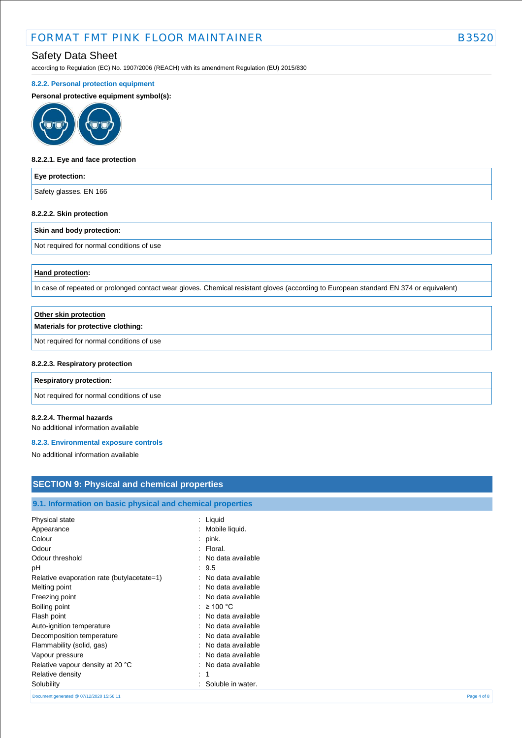#### 8.2.2. Personal protection equipment

**Personal protective equipment symbol(s):**

##### 8.2.2.1. Eye and face protection

| **Eye protection:** |
|---|
| Safety glasses. EN 166 |

##### 8.2.2.2. Skin protection

| **Skin and body protection:** |
|---|
| Not required for normal conditions of use |

| **Hand protection:** |
|---|
| In case of repeated or prolonged contact wear gloves. Chemical resistant gloves (according to European standard EN 374 or equivalent) |

| **Other skin protection**<br>**Materials for protective clothing:** |
|---|
| Not required for normal conditions of use |

##### 8.2.2.3. Respiratory protection

| **Respiratory protection:** |
|---|
| Not required for normal conditions of use |

##### 8.2.2.4. Thermal hazards

No additional information available

#### 8.2.3. Environmental exposure controls

No additional information available

## SECTION 9: Physical and chemical properties

### 9.1. Information on basic physical and chemical properties

| | |
|---|---|
| Physical state | : Liquid |
| Appearance | : Mobile liquid. |
| Colour | : pink. |
| Odour | : Floral. |
| Odour threshold | : No data available |
| pH | : 9.5 |
| Relative evaporation rate (butylacetate=1) | : No data available |
| Melting point | : No data available |
| Freezing point | : No data available |
| Boiling point | : ≥ 100 °C |
| Flash point | : No data available |
| Auto-ignition temperature | : No data available |
| Decomposition temperature | : No data available |
| Flammability (solid, gas) | : No data available |
| Vapour pressure | : No data available |
| Relative vapour density at 20 °C | : No data available |
| Relative density | : 1 |
| Solubility | : Soluble in water. |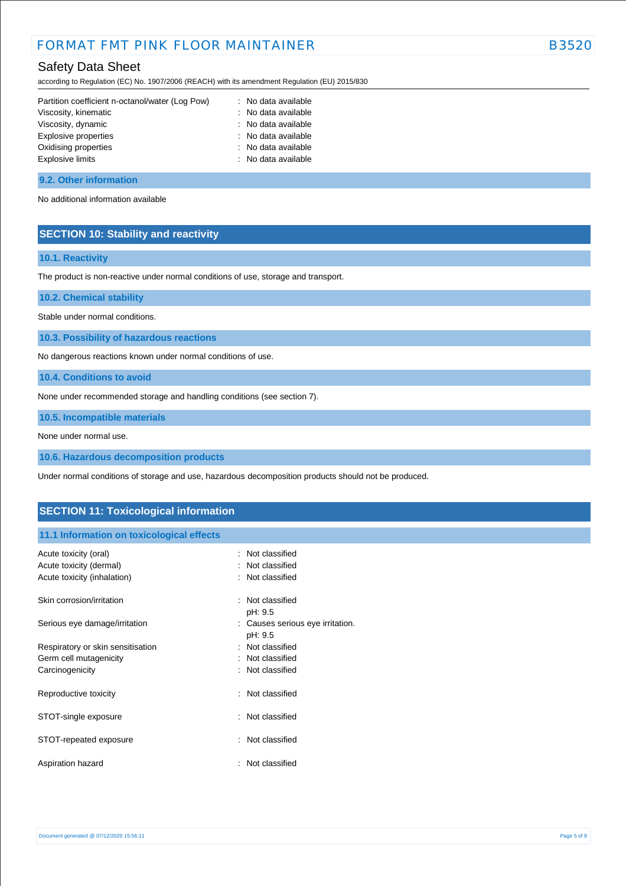| | |
|---|---|
| Partition coefficient n-octanol/water (Log Pow) | : No data available |
| Viscosity, kinematic | : No data available |
| Viscosity, dynamic | : No data available |
| Explosive properties | : No data available |
| Oxidising properties | : No data available |
| Explosive limits | : No data available |

### 9.2. Other information

No additional information available

## SECTION 10: Stability and reactivity

### 10.1. Reactivity

The product is non-reactive under normal conditions of use, storage and transport.

### 10.2. Chemical stability

Stable under normal conditions.

### 10.3. Possibility of hazardous reactions

No dangerous reactions known under normal conditions of use.

### 10.4. Conditions to avoid

None under recommended storage and handling conditions (see section 7).

### 10.5. Incompatible materials

None under normal use.

### 10.6. Hazardous decomposition products

Under normal conditions of storage and use, hazardous decomposition products should not be produced.

## SECTION 11: Toxicological information

### 11.1 Information on toxicological effects

| | |
|---|---|
| Acute toxicity (oral) | : Not classified |
| Acute toxicity (dermal) | : Not classified |
| Acute toxicity (inhalation) | : Not classified |
| Skin corrosion/irritation | : Not classified<br>pH: 9.5 |
| Serious eye damage/irritation | : Causes serious eye irritation.<br>pH: 9.5 |
| Respiratory or skin sensitisation | : Not classified |
| Germ cell mutagenicity | : Not classified |
| Carcinogenicity | : Not classified |
| Reproductive toxicity | : Not classified |
| STOT-single exposure | : Not classified |
| STOT-repeated exposure | : Not classified |
| Aspiration hazard | : Not classified |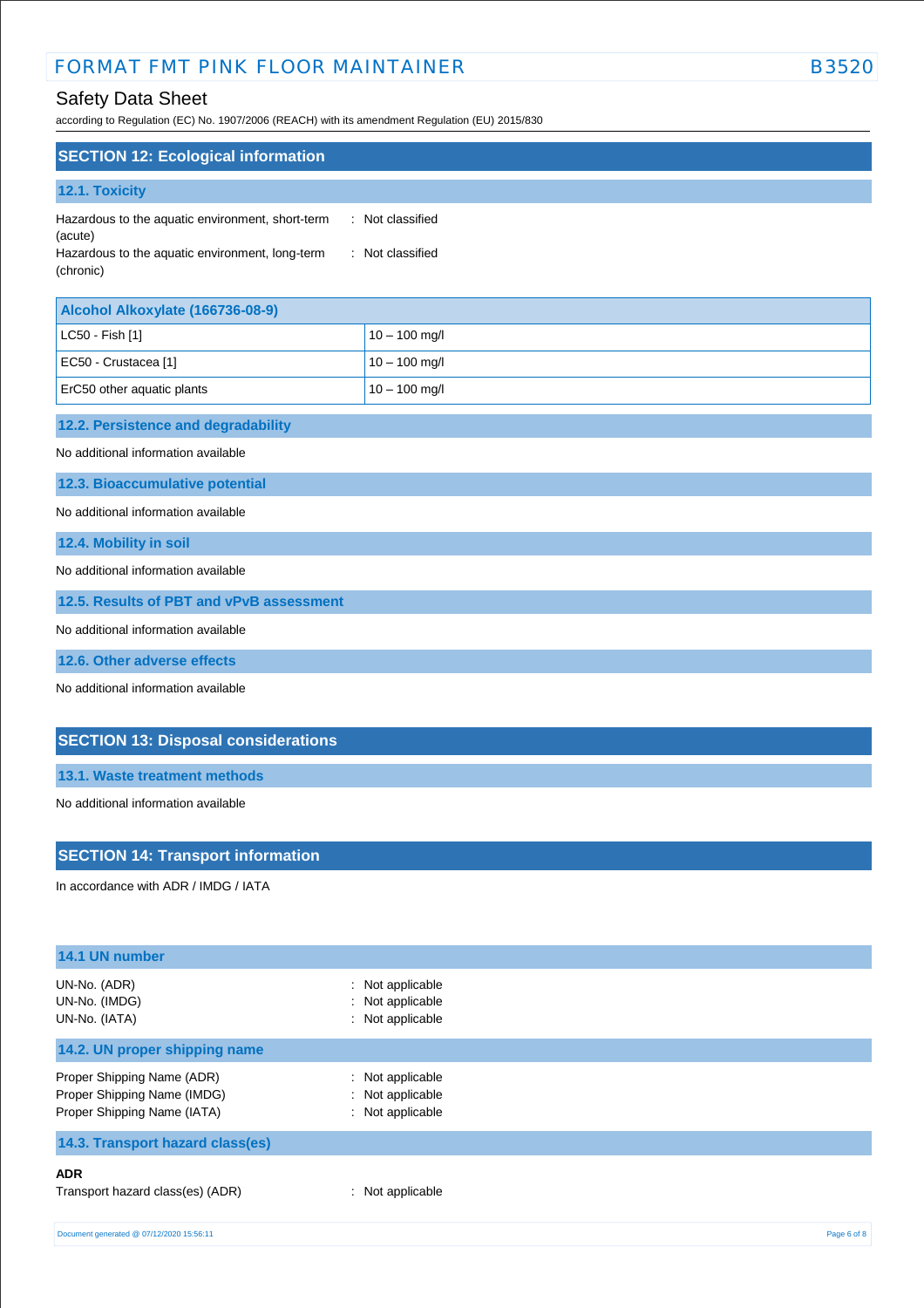## SECTION 12: Ecological information

### 12.1. Toxicity

Hazardous to the aquatic environment, short-term (acute) : Not classified

Hazardous to the aquatic environment, long-term (chronic) : Not classified

| Alcohol Alkoxylate (166736-08-9) | |
|---|---|
| LC50 - Fish [1] | 10 – 100 mg/l |
| EC50 - Crustacea [1] | 10 – 100 mg/l |
| ErC50 other aquatic plants | 10 – 100 mg/l |

### 12.2. Persistence and degradability

No additional information available

### 12.3. Bioaccumulative potential

No additional information available

### 12.4. Mobility in soil

No additional information available

### 12.5. Results of PBT and vPvB assessment

No additional information available

### 12.6. Other adverse effects

No additional information available

## SECTION 13: Disposal considerations

### 13.1. Waste treatment methods

No additional information available

## SECTION 14: Transport information

In accordance with ADR / IMDG / IATA

### 14.1 UN number

UN-No. (ADR) : Not applicable

UN-No. (IMDG) : Not applicable

UN-No. (IATA) : Not applicable

### 14.2. UN proper shipping name

Proper Shipping Name (ADR) : Not applicable

Proper Shipping Name (IMDG) : Not applicable

Proper Shipping Name (IATA) : Not applicable

### 14.3. Transport hazard class(es)

**ADR**

Transport hazard class(es) (ADR) : Not applicable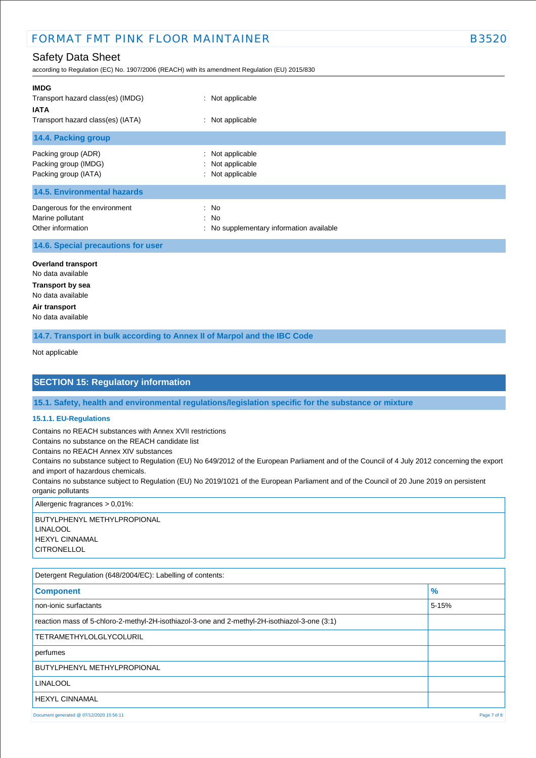**IMDG**

Transport hazard class(es) (IMDG) : Not applicable

**IATA**

Transport hazard class(es) (IATA) : Not applicable

### 14.4. Packing group

Packing group (ADR) : Not applicable
Packing group (IMDG) : Not applicable
Packing group (IATA) : Not applicable

### 14.5. Environmental hazards

Dangerous for the environment : No
Marine pollutant : No
Other information : No supplementary information available

### 14.6. Special precautions for user

**Overland transport**
No data available

**Transport by sea**
No data available

**Air transport**
No data available

### 14.7. Transport in bulk according to Annex II of Marpol and the IBC Code

Not applicable

## SECTION 15: Regulatory information

### 15.1. Safety, health and environmental regulations/legislation specific for the substance or mixture

#### 15.1.1. EU-Regulations

Contains no REACH substances with Annex XVII restrictions
Contains no substance on the REACH candidate list
Contains no REACH Annex XIV substances
Contains no substance subject to Regulation (EU) No 649/2012 of the European Parliament and of the Council of 4 July 2012 concerning the export and import of hazardous chemicals.
Contains no substance subject to Regulation (EU) No 2019/1021 of the European Parliament and of the Council of 20 June 2019 on persistent organic pollutants

| Allergenic fragrances > 0,01%: |
|---|
| BUTYLPHENYL METHYLPROPIONAL<br>LINALOOL<br>HEXYL CINNAMAL<br>CITRONELLOL |

Detergent Regulation (648/2004/EC): Labelling of contents:

| Component | % |
|---|---|
| non-ionic surfactants | 5-15% |
| reaction mass of 5-chloro-2-methyl-2H-isothiazol-3-one and 2-methyl-2H-isothiazol-3-one (3:1) | |
| TETRAMETHYLOLGLYCOLURIL | |
| perfumes | |
| BUTYLPHENYL METHYLPROPIONAL | |
| LINALOOL | |
| HEXYL CINNAMAL | |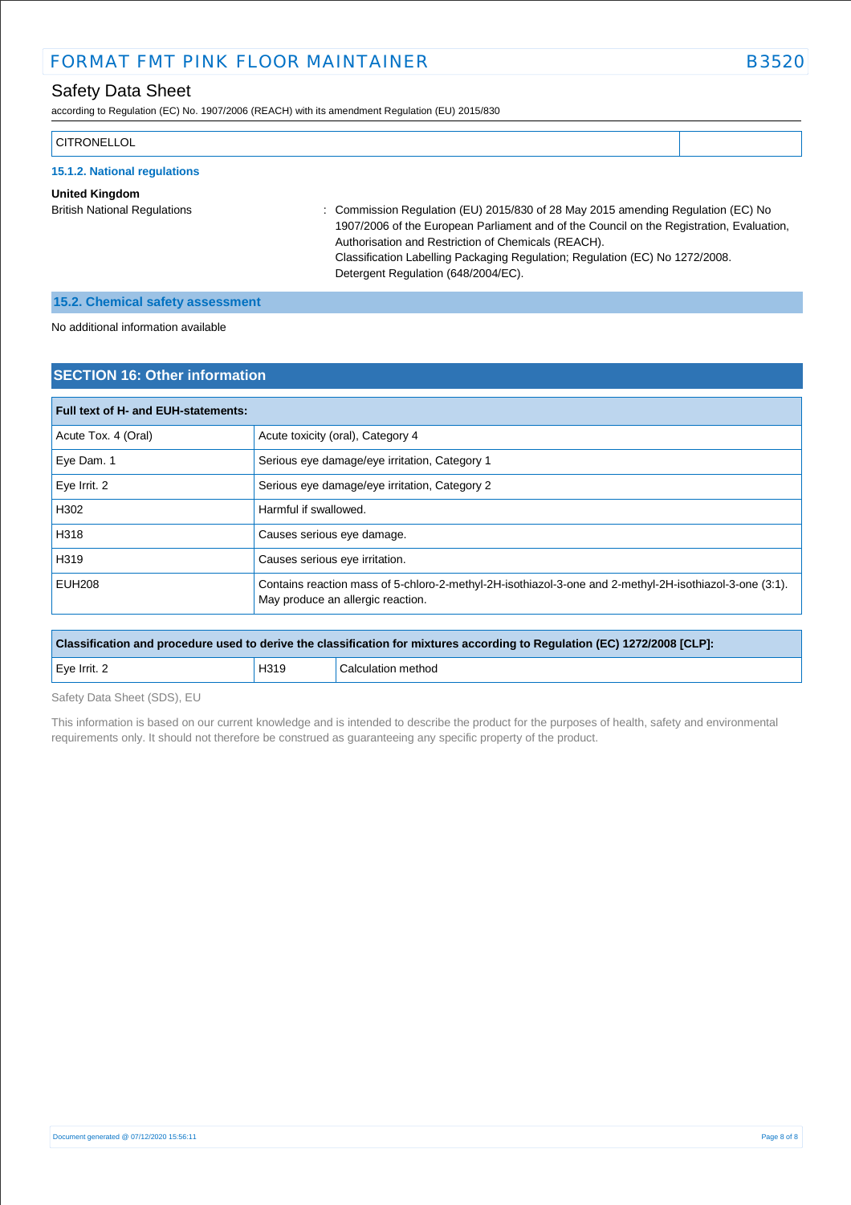| CITRONELLOL | |
|---|---|

### 15.1.2. National regulations

**United Kingdom**

British National Regulations : Commission Regulation (EU) 2015/830 of 28 May 2015 amending Regulation (EC) No 1907/2006 of the European Parliament and of the Council on the Registration, Evaluation, Authorisation and Restriction of Chemicals (REACH).
Classification Labelling Packaging Regulation; Regulation (EC) No 1272/2008.
Detergent Regulation (648/2004/EC).

## 15.2. Chemical safety assessment

No additional information available

## SECTION 16: Other information

| Full text of H- and EUH-statements: | |
|---|---|
| Acute Tox. 4 (Oral) | Acute toxicity (oral), Category 4 |
| Eye Dam. 1 | Serious eye damage/eye irritation, Category 1 |
| Eye Irrit. 2 | Serious eye damage/eye irritation, Category 2 |
| H302 | Harmful if swallowed. |
| H318 | Causes serious eye damage. |
| H319 | Causes serious eye irritation. |
| EUH208 | Contains reaction mass of 5-chloro-2-methyl-2H-isothiazol-3-one and 2-methyl-2H-isothiazol-3-one (3:1). May produce an allergic reaction. |

| Classification and procedure used to derive the classification for mixtures according to Regulation (EC) 1272/2008 [CLP]: | | |
|---|---|---|
| Eye Irrit. 2 | H319 | Calculation method |

Safety Data Sheet (SDS), EU

This information is based on our current knowledge and is intended to describe the product for the purposes of health, safety and environmental requirements only. It should not therefore be construed as guaranteeing any specific property of the product.